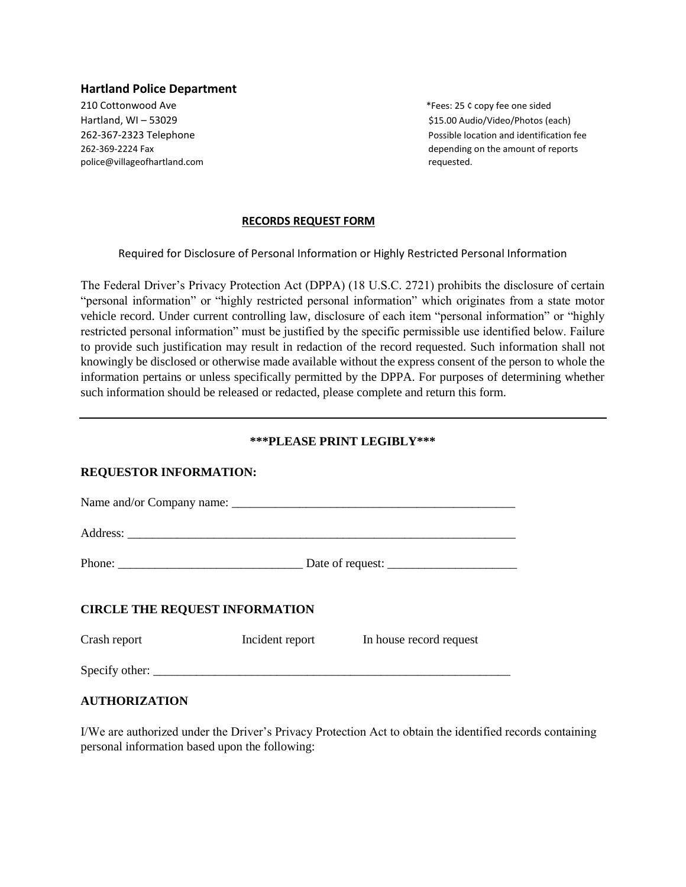## Hartland Police Department

210 Cottonwood Ave
Hartland, WI – 53029
262-367-2323 Telephone
262-369-2224 Fax
police@villageofhartland.com

*Fees: 25 ¢ copy fee one sided
$15.00 Audio/Video/Photos (each)
Possible location and identification fee depending on the amount of reports requested.

**RECORDS REQUEST FORM**

Required for Disclosure of Personal Information or Highly Restricted Personal Information

The Federal Driver's Privacy Protection Act (DPPA) (18 U.S.C. 2721) prohibits the disclosure of certain "personal information" or "highly restricted personal information" which originates from a state motor vehicle record. Under current controlling law, disclosure of each item "personal information" or "highly restricted personal information" must be justified by the specific permissible use identified below. Failure to provide such justification may result in redaction of the record requested. Such information shall not knowingly be disclosed or otherwise made available without the express consent of the person to whole the information pertains or unless specifically permitted by the DPPA. For purposes of determining whether such information should be released or redacted, please complete and return this form.

---

**\*\*\*PLEASE PRINT LEGIBLY\*\*\***

**REQUESTOR INFORMATION:**

Name and/or Company name: ______________________________________________

Address: ______________________________________________________________

Phone: _____________________________ Date of request: ____________________

**CIRCLE THE REQUEST INFORMATION**

Crash report Incident report In house record request

Specify other: __________________________________________________________

**AUTHORIZATION**

I/We are authorized under the Driver's Privacy Protection Act to obtain the identified records containing personal information based upon the following: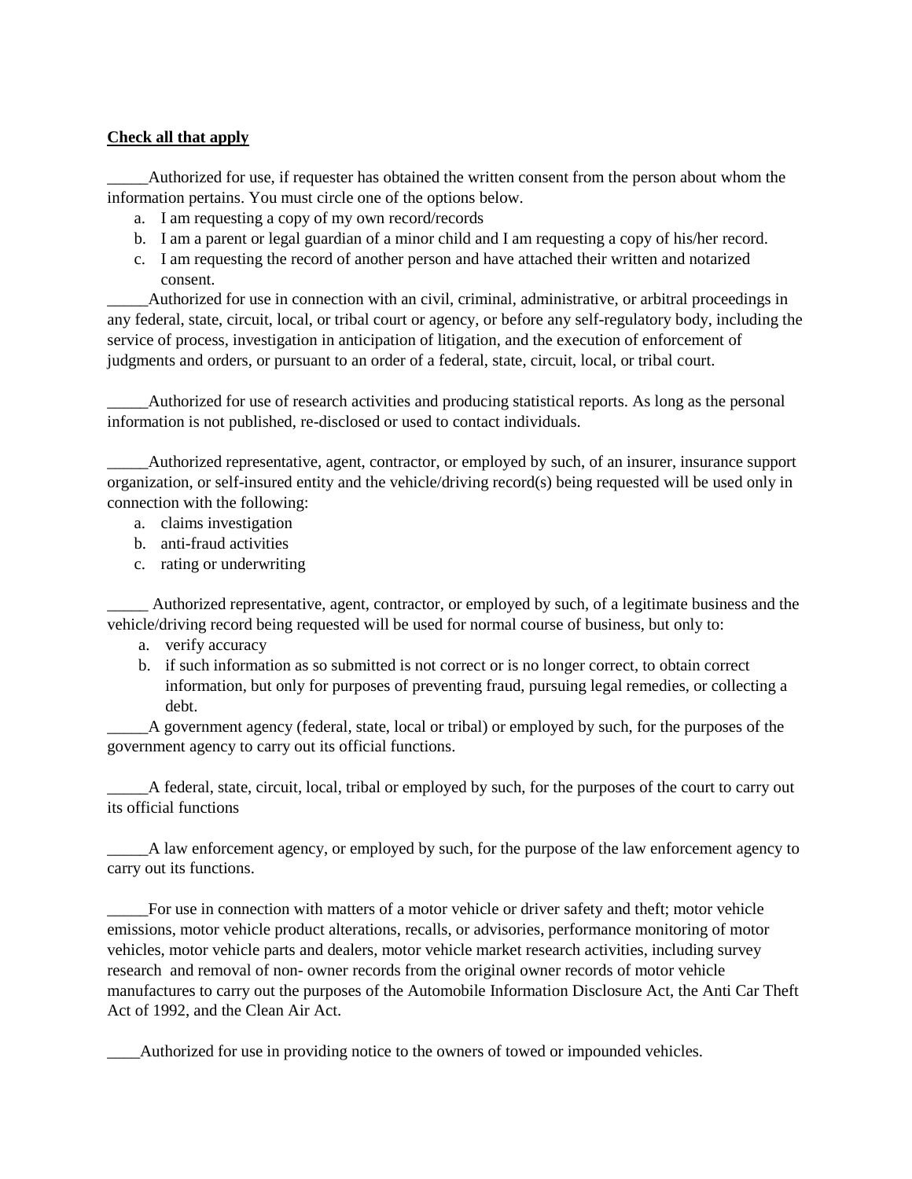**Check all that apply**

_____Authorized for use, if requester has obtained the written consent from the person about whom the information pertains. You must circle one of the options below.

a. I am requesting a copy of my own record/records
b. I am a parent or legal guardian of a minor child and I am requesting a copy of his/her record.
c. I am requesting the record of another person and have attached their written and notarized consent.

_____Authorized for use in connection with an civil, criminal, administrative, or arbitral proceedings in any federal, state, circuit, local, or tribal court or agency, or before any self-regulatory body, including the service of process, investigation in anticipation of litigation, and the execution of enforcement of judgments and orders, or pursuant to an order of a federal, state, circuit, local, or tribal court.

_____Authorized for use of research activities and producing statistical reports. As long as the personal information is not published, re-disclosed or used to contact individuals.

_____Authorized representative, agent, contractor, or employed by such, of an insurer, insurance support organization, or self-insured entity and the vehicle/driving record(s) being requested will be used only in connection with the following:

a. claims investigation
b. anti-fraud activities
c. rating or underwriting

_____ Authorized representative, agent, contractor, or employed by such, of a legitimate business and the vehicle/driving record being requested will be used for normal course of business, but only to:

a. verify accuracy
b. if such information as so submitted is not correct or is no longer correct, to obtain correct information, but only for purposes of preventing fraud, pursuing legal remedies, or collecting a debt.

_____A government agency (federal, state, local or tribal) or employed by such, for the purposes of the government agency to carry out its official functions.

_____A federal, state, circuit, local, tribal or employed by such, for the purposes of the court to carry out its official functions

_____A law enforcement agency, or employed by such, for the purpose of the law enforcement agency to carry out its functions.

_____For use in connection with matters of a motor vehicle or driver safety and theft; motor vehicle emissions, motor vehicle product alterations, recalls, or advisories, performance monitoring of motor vehicles, motor vehicle parts and dealers, motor vehicle market research activities, including survey research and removal of non- owner records from the original owner records of motor vehicle manufactures to carry out the purposes of the Automobile Information Disclosure Act, the Anti Car Theft Act of 1992, and the Clean Air Act.

____Authorized for use in providing notice to the owners of towed or impounded vehicles.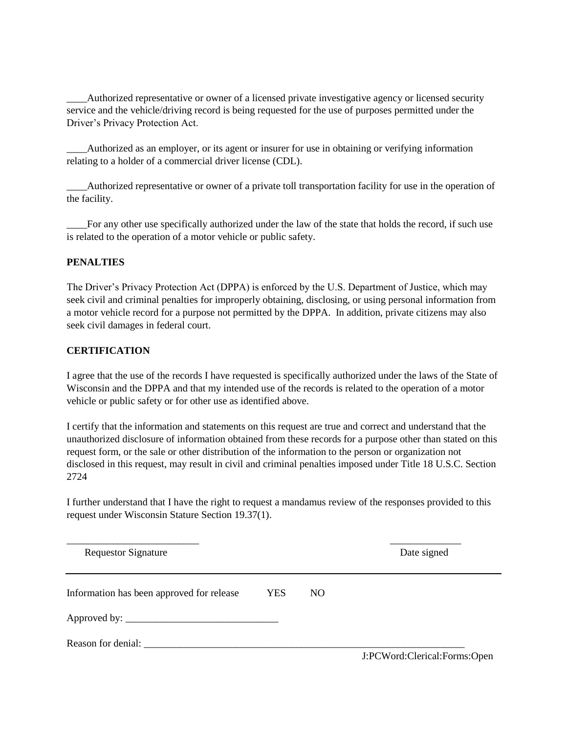____Authorized representative or owner of a licensed private investigative agency or licensed security service and the vehicle/driving record is being requested for the use of purposes permitted under the Driver's Privacy Protection Act.

____Authorized as an employer, or its agent or insurer for use in obtaining or verifying information relating to a holder of a commercial driver license (CDL).

____Authorized representative or owner of a private toll transportation facility for use in the operation of the facility.

____For any other use specifically authorized under the law of the state that holds the record, if such use is related to the operation of a motor vehicle or public safety.

**PENALTIES**

The Driver's Privacy Protection Act (DPPA) is enforced by the U.S. Department of Justice, which may seek civil and criminal penalties for improperly obtaining, disclosing, or using personal information from a motor vehicle record for a purpose not permitted by the DPPA. In addition, private citizens may also seek civil damages in federal court.

**CERTIFICATION**

I agree that the use of the records I have requested is specifically authorized under the laws of the State of Wisconsin and the DPPA and that my intended use of the records is related to the operation of a motor vehicle or public safety or for other use as identified above.

I certify that the information and statements on this request are true and correct and understand that the unauthorized disclosure of information obtained from these records for a purpose other than stated on this request form, or the sale or other distribution of the information to the person or organization not disclosed in this request, may result in civil and criminal penalties imposed under Title 18 U.S.C. Section 2724

I further understand that I have the right to request a mandamus review of the responses provided to this request under Wisconsin Stature Section 19.37(1).

__________________________ ______________

Requestor Signature Date signed

---

Information has been approved for release YES NO

Approved by: ______________________________

Reason for denial: ________________________________________________________________

J:PCWord:Clerical:Forms:Open